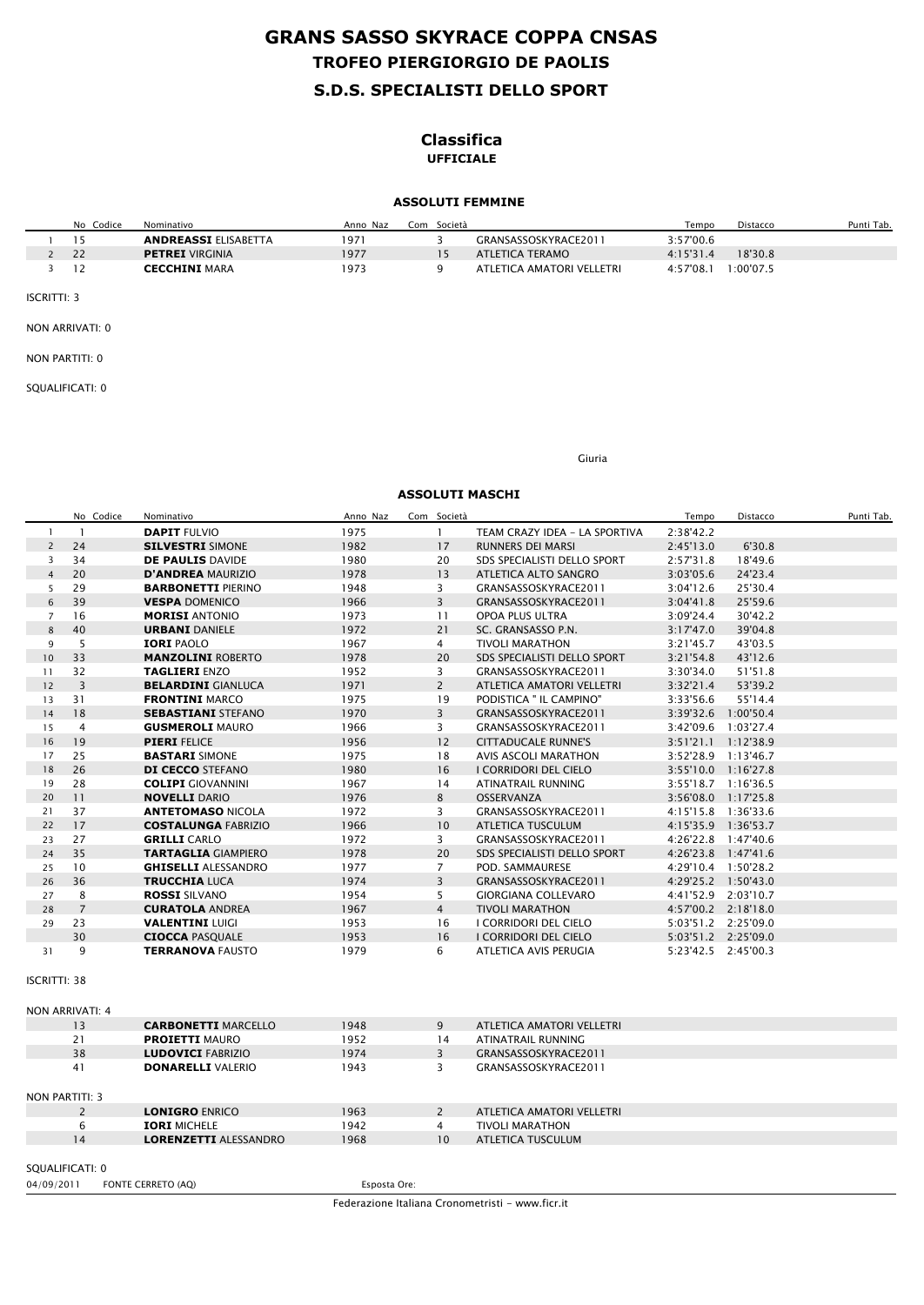# GRANS SASSO SKYRACE COPPA CNSAS

## TROFEO PIERGIORGIO DE PAOLIS

## S.D.S. SPECIALISTI DELLO SPORT

### Classifica

**UFFICIALE**

#### ASSOLUTI FEMMINE

| | No | Codice | Nominativo | Anno | Naz | Com | Società | Tempo | Distacco | Punti Tab. |
|---|---|---|---|---|---|---|---|---|---|---|
| 1 | 15 | | **ANDREASSI** ELISABETTA | 1971 | | 3 | GRANSASSOSKYRACE2011 | 3:57'00.6 | | |
| 2 | 22 | | **PETREI** VIRGINIA | 1977 | | 15 | ATLETICA TERAMO | 4:15'31.4 | 18'30.8 | |
| 3 | 12 | | **CECCHINI** MARA | 1973 | | 9 | ATLETICA AMATORI VELLETRI | 4:57'08.1 | 1:00'07.5 | |

ISCRITTI: 3

NON ARRIVATI: 0

NON PARTITI: 0

SQUALIFICATI: 0

Giuria

#### ASSOLUTI MASCHI

| | No | Codice | Nominativo | Anno | Naz | Com | Società | Tempo | Distacco | Punti Tab. |
|---|---|---|---|---|---|---|---|---|---|---|
| 1 | 1 | | **DAPIT** FULVIO | 1975 | | 1 | TEAM CRAZY IDEA - LA SPORTIVA | 2:38'42.2 | | |
| 2 | 24 | | **SILVESTRI** SIMONE | 1982 | | 17 | RUNNERS DEI MARSI | 2:45'13.0 | 6'30.8 | |
| 3 | 34 | | **DE PAULIS** DAVIDE | 1980 | | 20 | SDS SPECIALISTI DELLO SPORT | 2:57'31.8 | 18'49.6 | |
| 4 | 20 | | **D'ANDREA** MAURIZIO | 1978 | | 13 | ATLETICA ALTO SANGRO | 3:03'05.6 | 24'23.4 | |
| 5 | 29 | | **BARBONETTI** PIERINO | 1948 | | 3 | GRANSASSOSKYRACE2011 | 3:04'12.6 | 25'30.4 | |
| 6 | 39 | | **VESPA** DOMENICO | 1966 | | 3 | GRANSASSOSKYRACE2011 | 3:04'41.8 | 25'59.6 | |
| 7 | 16 | | **MORISI** ANTONIO | 1973 | | 11 | OPOA PLUS ULTRA | 3:09'24.4 | 30'42.2 | |
| 8 | 40 | | **URBANI** DANIELE | 1972 | | 21 | SC. GRANSASSO P.N. | 3:17'47.0 | 39'04.8 | |
| 9 | 5 | | **IORI** PAOLO | 1967 | | 4 | TIVOLI MARATHON | 3:21'45.7 | 43'03.5 | |
| 10 | 33 | | **MANZOLINI** ROBERTO | 1978 | | 20 | SDS SPECIALISTI DELLO SPORT | 3:21'54.8 | 43'12.6 | |
| 11 | 32 | | **TAGLIERI** ENZO | 1952 | | 3 | GRANSASSOSKYRACE2011 | 3:30'34.0 | 51'51.8 | |
| 12 | 3 | | **BELARDINI** GIANLUCA | 1971 | | 2 | ATLETICA AMATORI VELLETRI | 3:32'21.4 | 53'39.2 | |
| 13 | 31 | | **FRONTINI** MARCO | 1975 | | 19 | PODISTICA " IL CAMPINO" | 3:33'56.6 | 55'14.4 | |
| 14 | 18 | | **SEBASTIANI** STEFANO | 1970 | | 3 | GRANSASSOSKYRACE2011 | 3:39'32.6 | 1:00'50.4 | |
| 15 | 4 | | **GUSMEROLI** MAURO | 1966 | | 3 | GRANSASSOSKYRACE2011 | 3:42'09.6 | 1:03'27.4 | |
| 16 | 19 | | **PIERI** FELICE | 1956 | | 12 | CITTADUCALE RUNNE'S | 3:51'21.1 | 1:12'38.9 | |
| 17 | 25 | | **BASTARI** SIMONE | 1975 | | 18 | AVIS ASCOLI MARATHON | 3:52'28.9 | 1:13'46.7 | |
| 18 | 26 | | **DI CECCO** STEFANO | 1980 | | 16 | I CORRIDORI DEL CIELO | 3:55'10.0 | 1:16'27.8 | |
| 19 | 28 | | **COLIPI** GIOVANNINI | 1967 | | 14 | ATINATRAIL RUNNING | 3:55'18.7 | 1:16'36.5 | |
| 20 | 11 | | **NOVELLI** DARIO | 1976 | | 8 | OSSERVANZA | 3:56'08.0 | 1:17'25.8 | |
| 21 | 37 | | **ANTETOMASO** NICOLA | 1972 | | 3 | GRANSASSOSKYRACE2011 | 4:15'15.8 | 1:36'33.6 | |
| 22 | 17 | | **COSTALUNGA** FABRIZIO | 1966 | | 10 | ATLETICA TUSCULUM | 4:15'35.9 | 1:36'53.7 | |
| 23 | 27 | | **GRILLI** CARLO | 1972 | | 3 | GRANSASSOSKYRACE2011 | 4:26'22.8 | 1:47'40.6 | |
| 24 | 35 | | **TARTAGLIA** GIAMPIERO | 1978 | | 20 | SDS SPECIALISTI DELLO SPORT | 4:26'23.8 | 1:47'41.6 | |
| 25 | 10 | | **GHISELLI** ALESSANDRO | 1977 | | 7 | POD. SAMMAURESE | 4:29'10.4 | 1:50'28.2 | |
| 26 | 36 | | **TRUCCHIA** LUCA | 1974 | | 3 | GRANSASSOSKYRACE2011 | 4:29'25.2 | 1:50'43.0 | |
| 27 | 8 | | **ROSSI** SILVANO | 1954 | | 5 | GIORGIANA COLLEVARO | 4:41'52.9 | 2:03'10.7 | |
| 28 | 7 | | **CURATOLA** ANDREA | 1967 | | 4 | TIVOLI MARATHON | 4:57'00.2 | 2:18'18.0 | |
| 29 | 23 | | **VALENTINI** LUIGI | 1953 | | 16 | I CORRIDORI DEL CIELO | 5:03'51.2 | 2:25'09.0 | |
| | 30 | | **CIOCCA** PASQUALE | 1953 | | 16 | I CORRIDORI DEL CIELO | 5:03'51.2 | 2:25'09.0 | |
| 31 | 9 | | **TERRANOVA** FAUSTO | 1979 | | 6 | ATLETICA AVIS PERUGIA | 5:23'42.5 | 2:45'00.3 | |

ISCRITTI: 38

NON ARRIVATI: 4

| No | Nominativo | Anno | Com | Società |
|---|---|---|---|---|
| 13 | **CARBONETTI** MARCELLO | 1948 | 9 | ATLETICA AMATORI VELLETRI |
| 21 | **PROIETTI** MAURO | 1952 | 14 | ATINATRAIL RUNNING |
| 38 | **LUDOVICI** FABRIZIO | 1974 | 3 | GRANSASSOSKYRACE2011 |
| 41 | **DONARELLI** VALERIO | 1943 | 3 | GRANSASSOSKYRACE2011 |

NON PARTITI: 3

| No | Nominativo | Anno | Com | Società |
|---|---|---|---|---|
| 2 | **LONIGRO** ENRICO | 1963 | 2 | ATLETICA AMATORI VELLETRI |
| 6 | **IORI** MICHELE | 1942 | 4 | TIVOLI MARATHON |
| 14 | **LORENZETTI** ALESSANDRO | 1968 | 10 | ATLETICA TUSCULUM |

SQUALIFICATI: 0

04/09/2011 FONTE CERRETO (AQ) Esposta Ore:

Federazione Italiana Cronometristi - www.ficr.it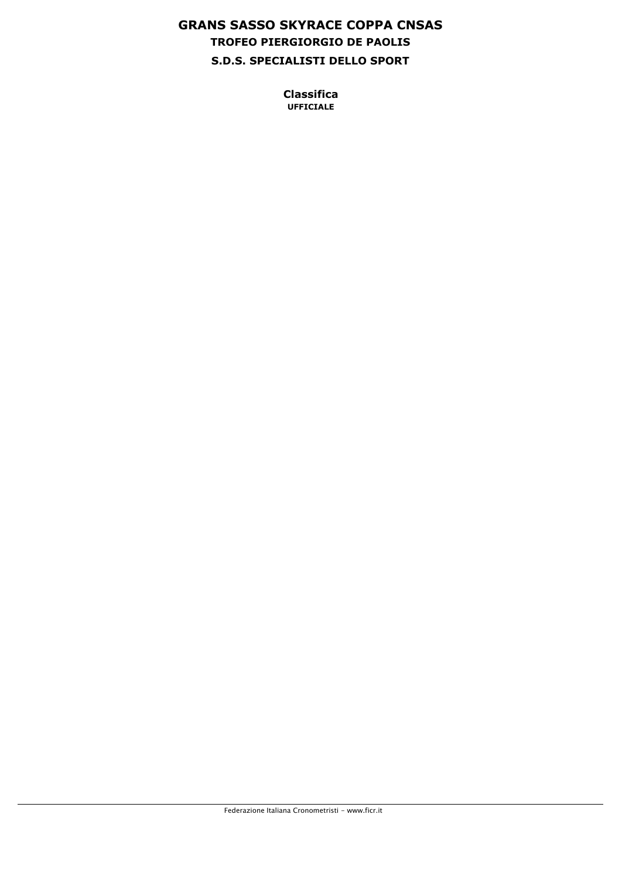# GRANS SASSO SKYRACE COPPA CNSAS

## TROFEO PIERGIORGIO DE PAOLIS

## S.D.S. SPECIALISTI DELLO SPORT

**Classifica**

**UFFICIALE**